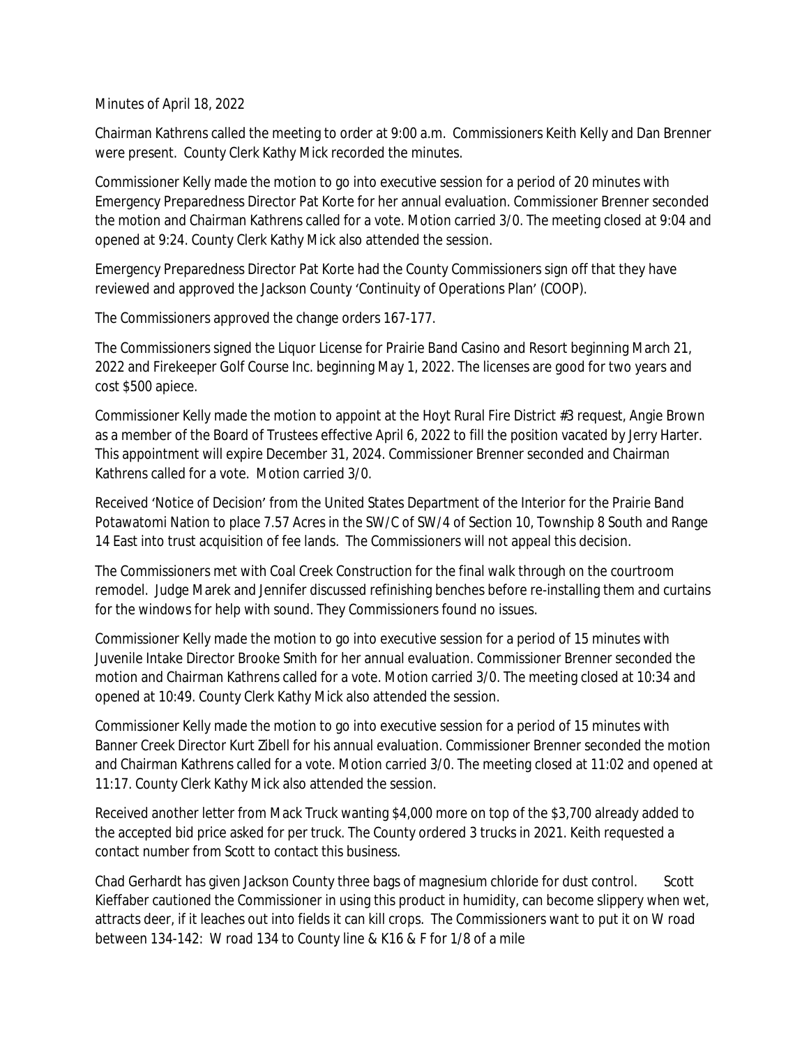Minutes of April 18, 2022

Chairman Kathrens called the meeting to order at 9:00 a.m. Commissioners Keith Kelly and Dan Brenner were present. County Clerk Kathy Mick recorded the minutes.

Commissioner Kelly made the motion to go into executive session for a period of 20 minutes with Emergency Preparedness Director Pat Korte for her annual evaluation. Commissioner Brenner seconded the motion and Chairman Kathrens called for a vote. Motion carried 3/0. The meeting closed at 9:04 and opened at 9:24. County Clerk Kathy Mick also attended the session.

Emergency Preparedness Director Pat Korte had the County Commissioners sign off that they have reviewed and approved the Jackson County 'Continuity of Operations Plan' (COOP).

The Commissioners approved the change orders 167-177.

The Commissioners signed the Liquor License for Prairie Band Casino and Resort beginning March 21, 2022 and Firekeeper Golf Course Inc. beginning May 1, 2022. The licenses are good for two years and cost $500 apiece.

Commissioner Kelly made the motion to appoint at the Hoyt Rural Fire District #3 request, Angie Brown as a member of the Board of Trustees effective April 6, 2022 to fill the position vacated by Jerry Harter. This appointment will expire December 31, 2024. Commissioner Brenner seconded and Chairman Kathrens called for a vote. Motion carried 3/0.

Received 'Notice of Decision' from the United States Department of the Interior for the Prairie Band Potawatomi Nation to place 7.57 Acres in the SW/C of SW/4 of Section 10, Township 8 South and Range 14 East into trust acquisition of fee lands. The Commissioners will not appeal this decision.

The Commissioners met with Coal Creek Construction for the final walk through on the courtroom remodel. Judge Marek and Jennifer discussed refinishing benches before re-installing them and curtains for the windows for help with sound. They Commissioners found no issues.

Commissioner Kelly made the motion to go into executive session for a period of 15 minutes with Juvenile Intake Director Brooke Smith for her annual evaluation. Commissioner Brenner seconded the motion and Chairman Kathrens called for a vote. Motion carried 3/0. The meeting closed at 10:34 and opened at 10:49. County Clerk Kathy Mick also attended the session.

Commissioner Kelly made the motion to go into executive session for a period of 15 minutes with Banner Creek Director Kurt Zibell for his annual evaluation. Commissioner Brenner seconded the motion and Chairman Kathrens called for a vote. Motion carried 3/0. The meeting closed at 11:02 and opened at 11:17. County Clerk Kathy Mick also attended the session.

Received another letter from Mack Truck wanting $4,000 more on top of the $3,700 already added to the accepted bid price asked for per truck. The County ordered 3 trucks in 2021. Keith requested a contact number from Scott to contact this business.

Chad Gerhardt has given Jackson County three bags of magnesium chloride for dust control. Scott Kieffaber cautioned the Commissioner in using this product in humidity, can become slippery when wet, attracts deer, if it leaches out into fields it can kill crops. The Commissioners want to put it on W road between 134-142: W road 134 to County line & K16 & F for 1/8 of a mile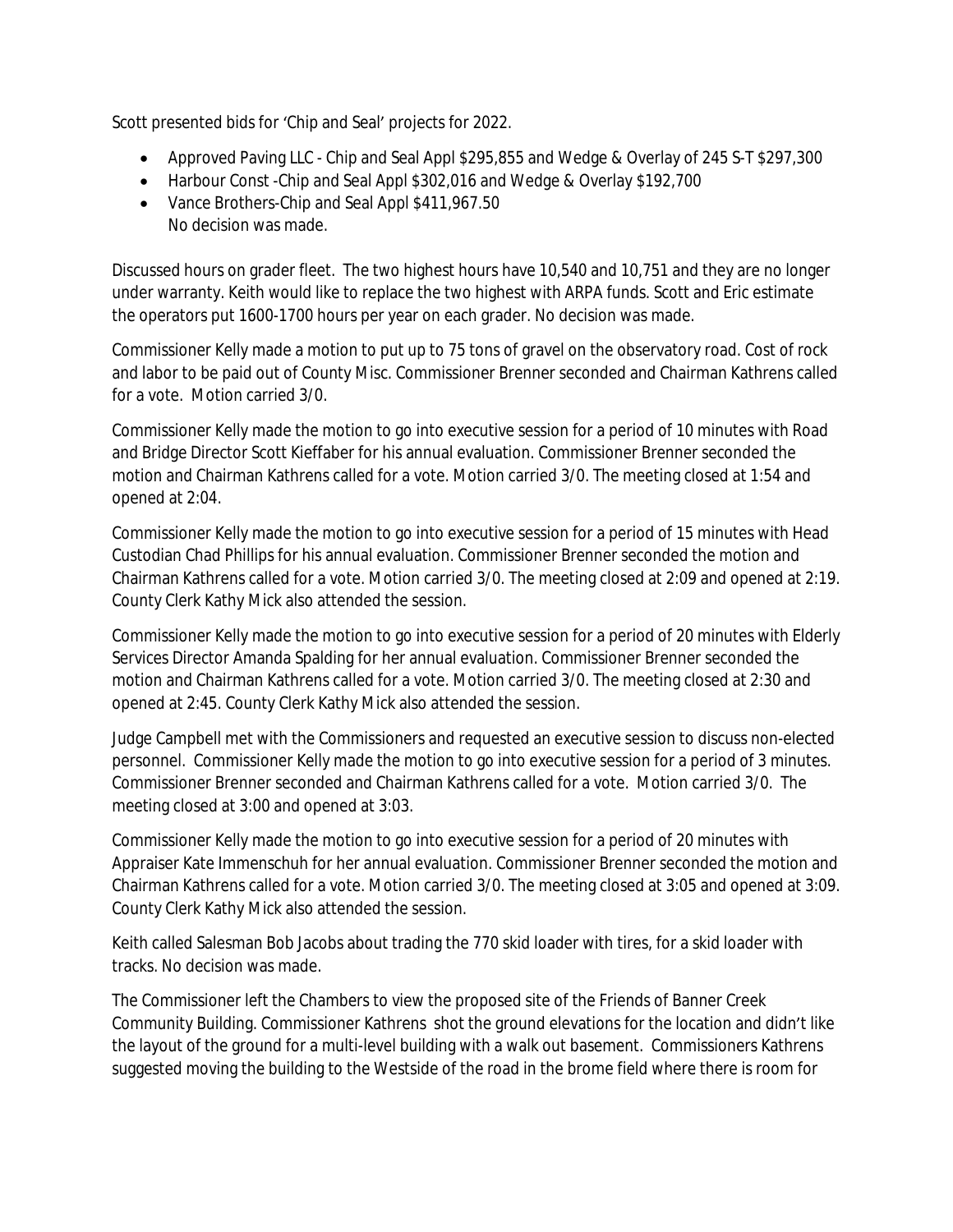Scott presented bids for 'Chip and Seal' projects for 2022.

- Approved Paving LLC - Chip and Seal Appl $295,855 and Wedge & Overlay of 245 S-T $297,300
- Harbour Const -Chip and Seal Appl $302,016 and Wedge & Overlay $192,700
- Vance Brothers-Chip and Seal Appl $411,967.50
  No decision was made.

Discussed hours on grader fleet. The two highest hours have 10,540 and 10,751 and they are no longer under warranty. Keith would like to replace the two highest with ARPA funds. Scott and Eric estimate the operators put 1600-1700 hours per year on each grader. No decision was made.

Commissioner Kelly made a motion to put up to 75 tons of gravel on the observatory road. Cost of rock and labor to be paid out of County Misc. Commissioner Brenner seconded and Chairman Kathrens called for a vote. Motion carried 3/0.

Commissioner Kelly made the motion to go into executive session for a period of 10 minutes with Road and Bridge Director Scott Kieffaber for his annual evaluation. Commissioner Brenner seconded the motion and Chairman Kathrens called for a vote. Motion carried 3/0. The meeting closed at 1:54 and opened at 2:04.

Commissioner Kelly made the motion to go into executive session for a period of 15 minutes with Head Custodian Chad Phillips for his annual evaluation. Commissioner Brenner seconded the motion and Chairman Kathrens called for a vote. Motion carried 3/0. The meeting closed at 2:09 and opened at 2:19. County Clerk Kathy Mick also attended the session.

Commissioner Kelly made the motion to go into executive session for a period of 20 minutes with Elderly Services Director Amanda Spalding for her annual evaluation. Commissioner Brenner seconded the motion and Chairman Kathrens called for a vote. Motion carried 3/0. The meeting closed at 2:30 and opened at 2:45. County Clerk Kathy Mick also attended the session.

Judge Campbell met with the Commissioners and requested an executive session to discuss non-elected personnel. Commissioner Kelly made the motion to go into executive session for a period of 3 minutes. Commissioner Brenner seconded and Chairman Kathrens called for a vote. Motion carried 3/0. The meeting closed at 3:00 and opened at 3:03.

Commissioner Kelly made the motion to go into executive session for a period of 20 minutes with Appraiser Kate Immenschuh for her annual evaluation. Commissioner Brenner seconded the motion and Chairman Kathrens called for a vote. Motion carried 3/0. The meeting closed at 3:05 and opened at 3:09. County Clerk Kathy Mick also attended the session.

Keith called Salesman Bob Jacobs about trading the 770 skid loader with tires, for a skid loader with tracks. No decision was made.

The Commissioner left the Chambers to view the proposed site of the Friends of Banner Creek Community Building. Commissioner Kathrens shot the ground elevations for the location and didn't like the layout of the ground for a multi-level building with a walk out basement. Commissioners Kathrens suggested moving the building to the Westside of the road in the brome field where there is room for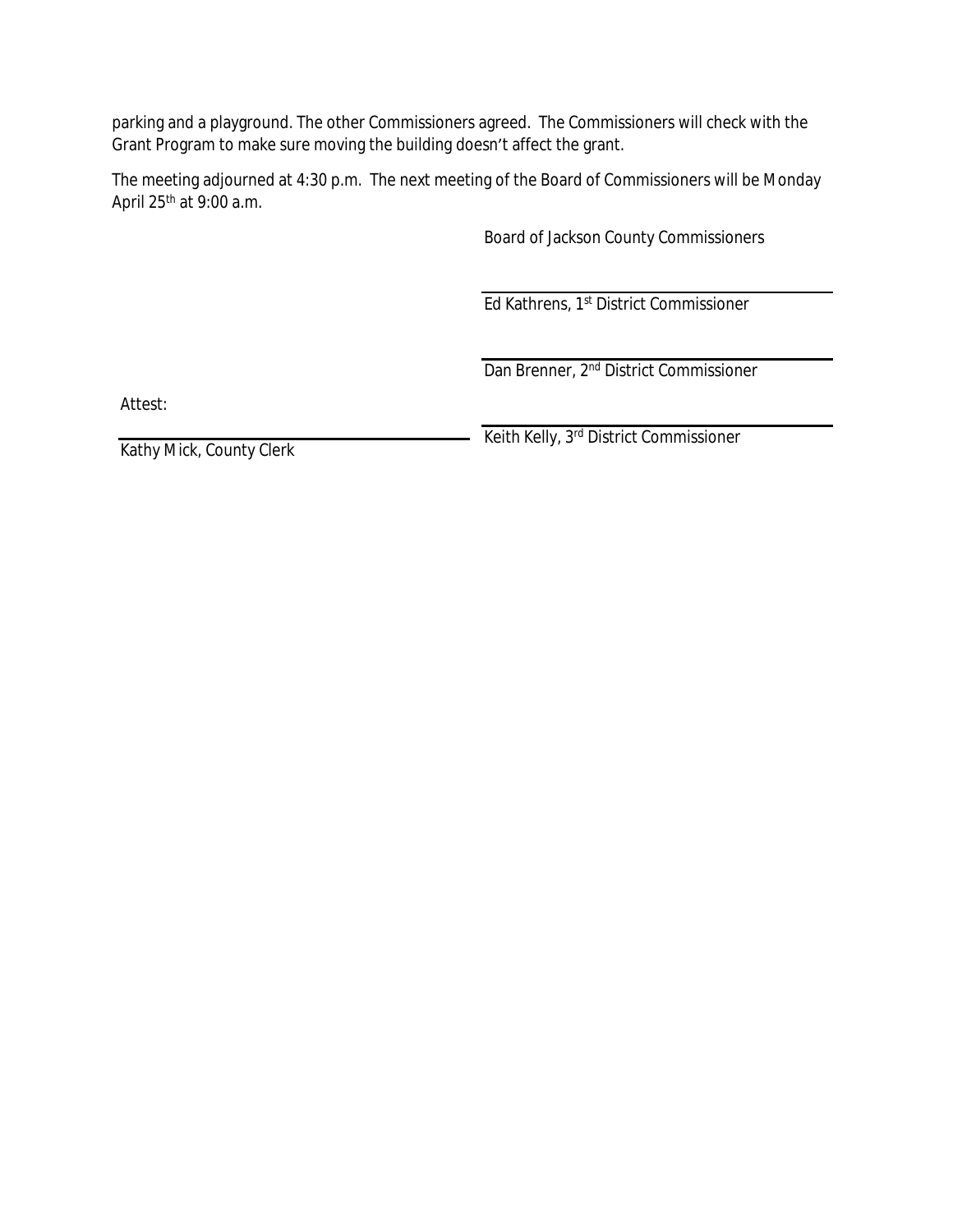parking and a playground. The other Commissioners agreed. The Commissioners will check with the Grant Program to make sure moving the building doesn't affect the grant.

The meeting adjourned at 4:30 p.m. The next meeting of the Board of Commissioners will be Monday April 25th at 9:00 a.m.

Board of Jackson County Commissioners

Ed Kathrens, 1st District Commissioner

Dan Brenner, 2nd District Commissioner

Attest:

Keith Kelly, 3rd District Commissioner

Kathy Mick, County Clerk